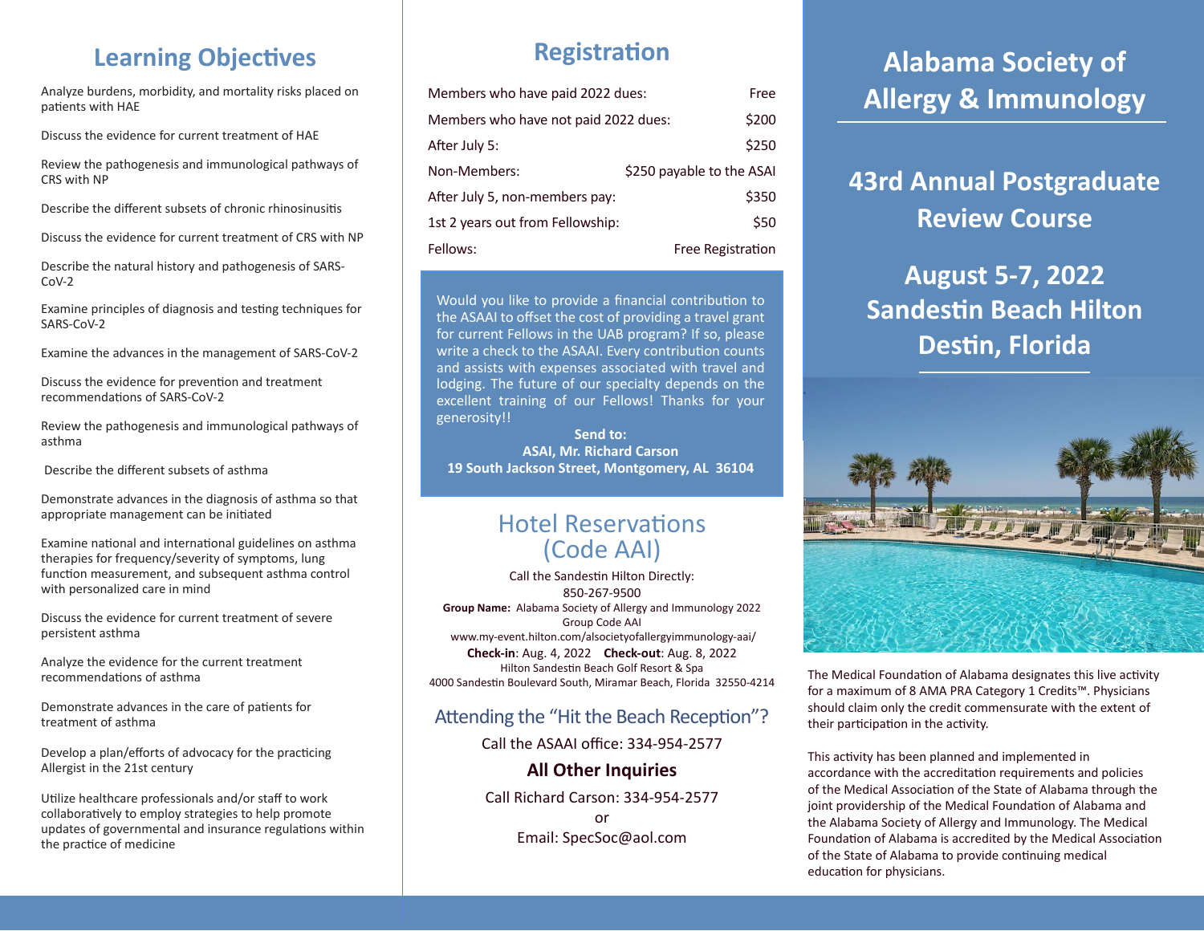## Learning Objectives

Analyze burdens, morbidity, and mortality risks placed on patients with HAE

Discuss the evidence for current treatment of HAE

Review the pathogenesis and immunological pathways of CRS with NP

Describe the different subsets of chronic rhinosinusitis

Discuss the evidence for current treatment of CRS with NP

Describe the natural history and pathogenesis of SARS-CoV-2

Examine principles of diagnosis and testing techniques for SARS-CoV-2

Examine the advances in the management of SARS-CoV-2

Discuss the evidence for prevention and treatment recommendations of SARS-CoV-2

Review the pathogenesis and immunological pathways of asthma

Describe the different subsets of asthma

Demonstrate advances in the diagnosis of asthma so that appropriate management can be initiated

Examine national and international guidelines on asthma therapies for frequency/severity of symptoms, lung function measurement, and subsequent asthma control with personalized care in mind

Discuss the evidence for current treatment of severe persistent asthma

Analyze the evidence for the current treatment recommendations of asthma

Demonstrate advances in the care of patients for treatment of asthma

Develop a plan/efforts of advocacy for the practicing Allergist in the 21st century

Utilize healthcare professionals and/or staff to work collaboratively to employ strategies to help promote updates of governmental and insurance regulations within the practice of medicine

## Registration

| | |
|---|---|
| Members who have paid 2022 dues: | Free |
| Members who have not paid 2022 dues: | $200 |
| After July 5: | $250 |
| Non-Members: | $250 payable to the ASAI |
| After July 5, non-members pay: | $350 |
| 1st 2 years out from Fellowship: | $50 |
| Fellows: | Free Registration |

Would you like to provide a financial contribution to the ASAAI to offset the cost of providing a travel grant for current Fellows in the UAB program? If so, please write a check to the ASAAI. Every contribution counts and assists with expenses associated with travel and lodging. The future of our specialty depends on the excellent training of our Fellows! Thanks for your generosity!!

**Send to:**
**ASAI, Mr. Richard Carson**
**19 South Jackson Street, Montgomery, AL 36104**

## Hotel Reservations (Code AAI)

Call the Sandestin Hilton Directly:
850-267-9500
**Group Name:** Alabama Society of Allergy and Immunology 2022
Group Code AAI
www.my-event.hilton.com/alsocietyofallergyimmunology-aai/
**Check-in**: Aug. 4, 2022 **Check-out**: Aug. 8, 2022
Hilton Sandestin Beach Golf Resort & Spa
4000 Sandestin Boulevard South, Miramar Beach, Florida 32550-4214

### Attending the "Hit the Beach Reception"?

Call the ASAAI office: 334-954-2577

### All Other Inquiries

Call Richard Carson: 334-954-2577
or
Email: SpecSoc@aol.com

# Alabama Society of Allergy & Immunology

## 43rd Annual Postgraduate Review Course

## August 5-7, 2022
## Sandestin Beach Hilton
## Destin, Florida

The Medical Foundation of Alabama designates this live activity for a maximum of 8 AMA PRA Category 1 Credits™. Physicians should claim only the credit commensurate with the extent of their participation in the activity.

This activity has been planned and implemented in accordance with the accreditation requirements and policies of the Medical Association of the State of Alabama through the joint providership of the Medical Foundation of Alabama and the Alabama Society of Allergy and Immunology. The Medical Foundation of Alabama is accredited by the Medical Association of the State of Alabama to provide continuing medical education for physicians.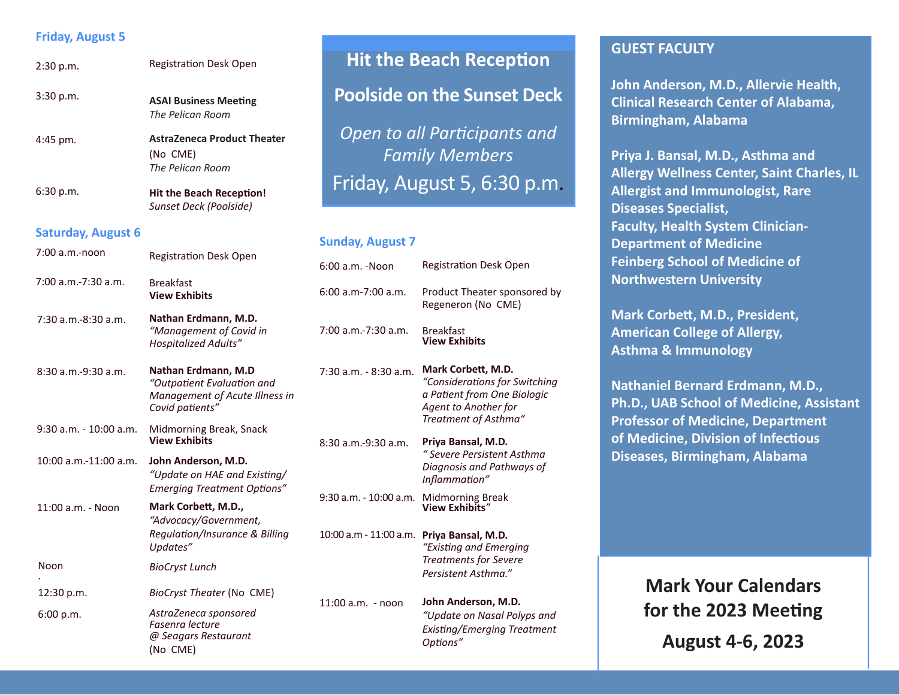## Friday, August 5

| | |
|---|---|
| 2:30 p.m. | Registration Desk Open |
| 3:30 p.m. | **ASAI Business Meeting** *The Pelican Room* |
| 4:45 pm. | **AstraZeneca Product Theater** (No CME) *The Pelican Room* |
| 6:30 p.m. | **Hit the Beach Reception!** *Sunset Deck (Poolside)* |

## Saturday, August 6

| | |
|---|---|
| 7:00 a.m.-noon | Registration Desk Open |
| 7:00 a.m.-7:30 a.m. | Breakfast **View Exhibits** |
| 7:30 a.m.-8:30 a.m. | **Nathan Erdmann, M.D.** *"Management of Covid in Hospitalized Adults"* |
| 8:30 a.m.-9:30 a.m. | **Nathan Erdmann, M.D** *"Outpatient Evaluation and Management of Acute Illness in Covid patients"* |
| 9:30 a.m. - 10:00 a.m. | Midmorning Break, Snack **View Exhibits** |
| 10:00 a.m.-11:00 a.m. | **John Anderson, M.D.** *"Update on HAE and Existing/ Emerging Treatment Options"* |
| 11:00 a.m. - Noon | **Mark Corbett, M.D.,** *"Advocacy/Government, Regulation/Insurance & Billing Updates"* |
| Noon | *BioCryst Lunch* |
| 12:30 p.m. | *BioCryst Theater* (No CME) |
| 6:00 p.m. | *AstraZeneca sponsored Fasenra lecture @ Seagars Restaurant* (No CME) |

## Hit the Beach Reception

## Poolside on the Sunset Deck

*Open to all Participants and Family Members*

Friday, August 5, 6:30 p.m.

## Sunday, August 7

| | |
|---|---|
| 6:00 a.m. -Noon | Registration Desk Open |
| 6:00 a.m-7:00 a.m. | Product Theater sponsored by Regeneron (No CME) |
| 7:00 a.m.-7:30 a.m. | Breakfast **View Exhibits** |
| 7:30 a.m. - 8:30 a.m. | **Mark Corbett, M.D.** *"Considerations for Switching a Patient from One Biologic Agent to Another for Treatment of Asthma"* |
| 8:30 a.m.-9:30 a.m. | **Priya Bansal, M.D.** *" Severe Persistent Asthma Diagnosis and Pathways of Inflammation"* |
| 9:30 a.m. - 10:00 a.m. | Midmorning Break **View Exhibits"** |
| 10:00 a.m - 11:00 a.m. | **Priya Bansal, M.D.** *"Existing and Emerging Treatments for Severe Persistent Asthma."* |
| 11:00 a.m. - noon | **John Anderson, M.D.** *"Update on Nasal Polyps and Existing/Emerging Treatment Options"* |

## GUEST FACULTY

**John Anderson, M.D., Allervie Health, Clinical Research Center of Alabama, Birmingham, Alabama**

**Priya J. Bansal, M.D., Asthma and Allergy Wellness Center, Saint Charles, IL Allergist and Immunologist, Rare Diseases Specialist, Faculty, Health System Clinician- Department of Medicine Feinberg School of Medicine of Northwestern University**

**Mark Corbett, M.D., President, American College of Allergy, Asthma & Immunology**

**Nathaniel Bernard Erdmann, M.D., Ph.D., UAB School of Medicine, Assistant Professor of Medicine, Department of Medicine, Division of Infectious Diseases, Birmingham, Alabama**

## Mark Your Calendars for the 2023 Meeting

## August 4-6, 2023